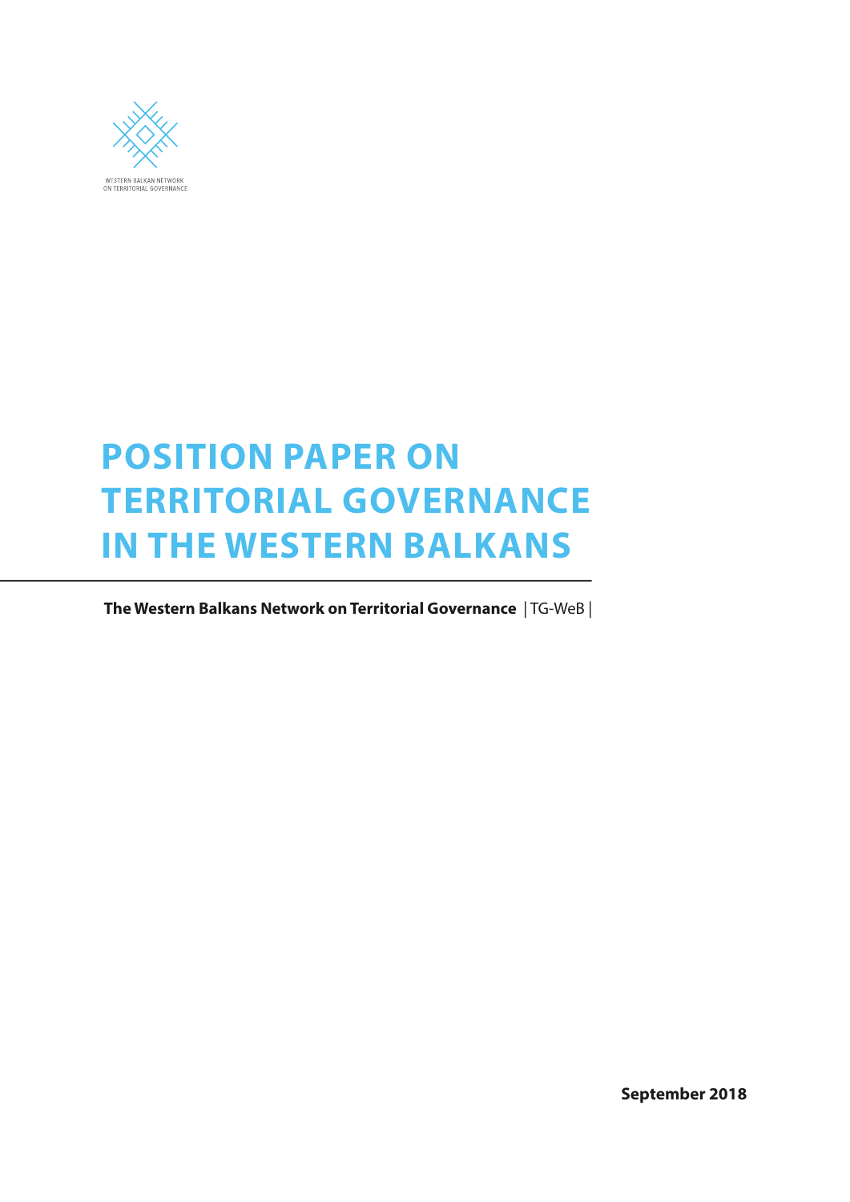WESTERN BALKAN NETWORK
ON TERRITORIAL GOVERNANCE

# POSITION PAPER ON TERRITORIAL GOVERNANCE IN THE WESTERN BALKANS

**The Western Balkans Network on Territorial Governance** | TG-WeB |

**September 2018**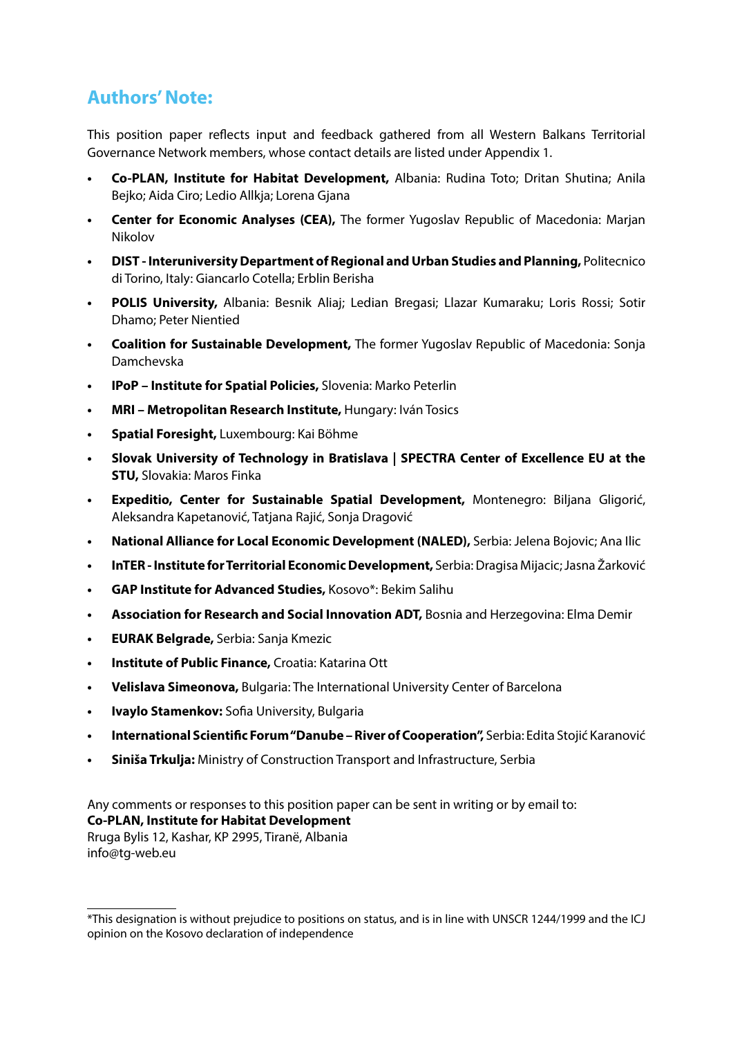## Authors' Note:

This position paper reflects input and feedback gathered from all Western Balkans Territorial Governance Network members, whose contact details are listed under Appendix 1.

- **Co-PLAN, Institute for Habitat Development,** Albania: Rudina Toto; Dritan Shutina; Anila Bejko; Aida Ciro; Ledio Allkja; Lorena Gjana
- **Center for Economic Analyses (CEA),** The former Yugoslav Republic of Macedonia: Marjan Nikolov
- **DIST - Interuniversity Department of Regional and Urban Studies and Planning,** Politecnico di Torino, Italy: Giancarlo Cotella; Erblin Berisha
- **POLIS University,** Albania: Besnik Aliaj; Ledian Bregasi; Llazar Kumaraku; Loris Rossi; Sotir Dhamo; Peter Nientied
- **Coalition for Sustainable Development,** The former Yugoslav Republic of Macedonia: Sonja Damchevska
- **IPoP – Institute for Spatial Policies,** Slovenia: Marko Peterlin
- **MRI – Metropolitan Research Institute,** Hungary: Iván Tosics
- **Spatial Foresight,** Luxembourg: Kai Böhme
- **Slovak University of Technology in Bratislava | SPECTRA Center of Excellence EU at the STU,** Slovakia: Maros Finka
- **Expeditio, Center for Sustainable Spatial Development,** Montenegro: Biljana Gligorić, Aleksandra Kapetanović, Tatjana Rajić, Sonja Dragović
- **National Alliance for Local Economic Development (NALED),** Serbia: Jelena Bojovic; Ana Ilic
- **InTER - Institute for Territorial Economic Development,** Serbia: Dragisa Mijacic; Jasna Žarković
- **GAP Institute for Advanced Studies,** Kosovo*: Bekim Salihu
- **Association for Research and Social Innovation ADT,** Bosnia and Herzegovina: Elma Demir
- **EURAK Belgrade,** Serbia: Sanja Kmezic
- **Institute of Public Finance,** Croatia: Katarina Ott
- **Velislava Simeonova,** Bulgaria: The International University Center of Barcelona
- **Ivaylo Stamenkov:** Sofia University, Bulgaria
- **International Scientific Forum "Danube – River of Cooperation",** Serbia: Edita Stojić Karanović
- **Siniša Trkulja:** Ministry of Construction Transport and Infrastructure, Serbia

Any comments or responses to this position paper can be sent in writing or by email to:
**Co-PLAN, Institute for Habitat Development**
Rruga Bylis 12, Kashar, KP 2995, Tiranë, Albania
info@tg-web.eu

*This designation is without prejudice to positions on status, and is in line with UNSCR 1244/1999 and the ICJ opinion on the Kosovo declaration of independence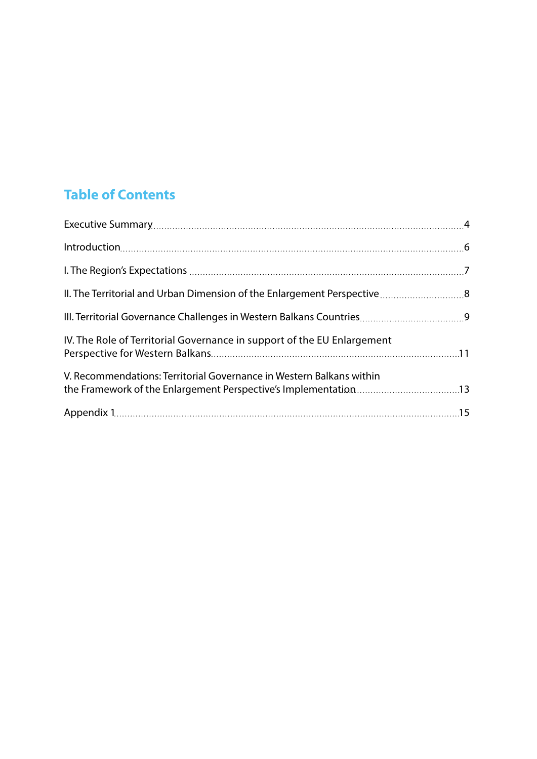## Table of Contents

Executive Summary .......... 4

Introduction .......... 6

I. The Region's Expectations .......... 7

II. The Territorial and Urban Dimension of the Enlargement Perspective .......... 8

III. Territorial Governance Challenges in Western Balkans Countries .......... 9

IV. The Role of Territorial Governance in support of the EU Enlargement Perspective for Western Balkans .......... 11

V. Recommendations: Territorial Governance in Western Balkans within the Framework of the Enlargement Perspective's Implementation .......... 13

Appendix 1 .......... 15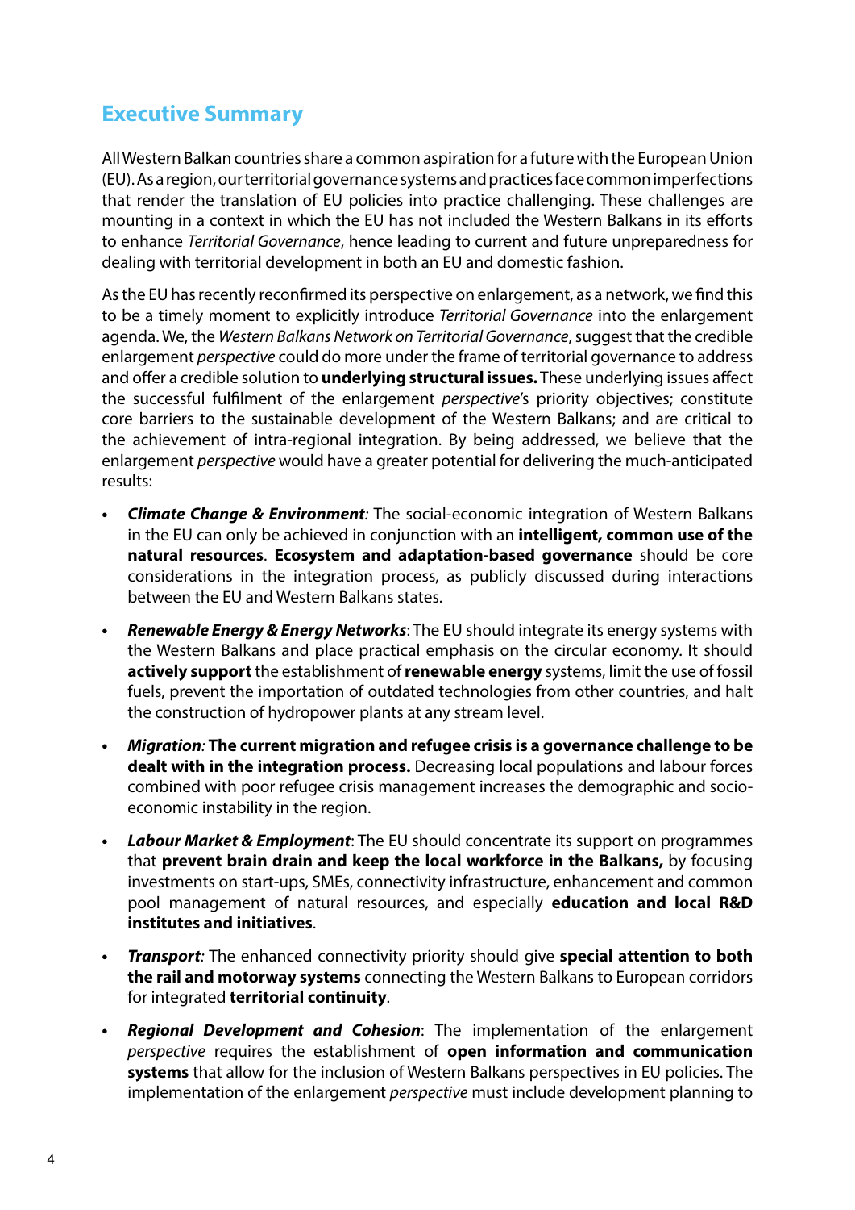## Executive Summary

All Western Balkan countries share a common aspiration for a future with the European Union (EU). As a region, our territorial governance systems and practices face common imperfections that render the translation of EU policies into practice challenging. These challenges are mounting in a context in which the EU has not included the Western Balkans in its efforts to enhance *Territorial Governance*, hence leading to current and future unpreparedness for dealing with territorial development in both an EU and domestic fashion.

As the EU has recently reconfirmed its perspective on enlargement, as a network, we find this to be a timely moment to explicitly introduce *Territorial Governance* into the enlargement agenda. We, the *Western Balkans Network on Territorial Governance*, suggest that the credible enlargement *perspective* could do more under the frame of territorial governance to address and offer a credible solution to **underlying structural issues.** These underlying issues affect the successful fulfilment of the enlargement *perspective*'s priority objectives; constitute core barriers to the sustainable development of the Western Balkans; and are critical to the achievement of intra-regional integration. By being addressed, we believe that the enlargement *perspective* would have a greater potential for delivering the much-anticipated results:

- ***Climate Change & Environment**:* The social-economic integration of Western Balkans in the EU can only be achieved in conjunction with an **intelligent, common use of the natural resources**. **Ecosystem and adaptation-based governance** should be core considerations in the integration process, as publicly discussed during interactions between the EU and Western Balkans states.
- ***Renewable Energy & Energy Networks***: The EU should integrate its energy systems with the Western Balkans and place practical emphasis on the circular economy. It should **actively support** the establishment of **renewable energy** systems, limit the use of fossil fuels, prevent the importation of outdated technologies from other countries, and halt the construction of hydropower plants at any stream level.
- ***Migration**:* **The current migration and refugee crisis is a governance challenge to be dealt with in the integration process.** Decreasing local populations and labour forces combined with poor refugee crisis management increases the demographic and socio-economic instability in the region.
- ***Labour Market & Employment***: The EU should concentrate its support on programmes that **prevent brain drain and keep the local workforce in the Balkans,** by focusing investments on start-ups, SMEs, connectivity infrastructure, enhancement and common pool management of natural resources, and especially **education and local R&D institutes and initiatives**.
- ***Transport**:* The enhanced connectivity priority should give **special attention to both the rail and motorway systems** connecting the Western Balkans to European corridors for integrated **territorial continuity**.
- ***Regional Development and Cohesion***: The implementation of the enlargement *perspective* requires the establishment of **open information and communication systems** that allow for the inclusion of Western Balkans perspectives in EU policies. The implementation of the enlargement *perspective* must include development planning to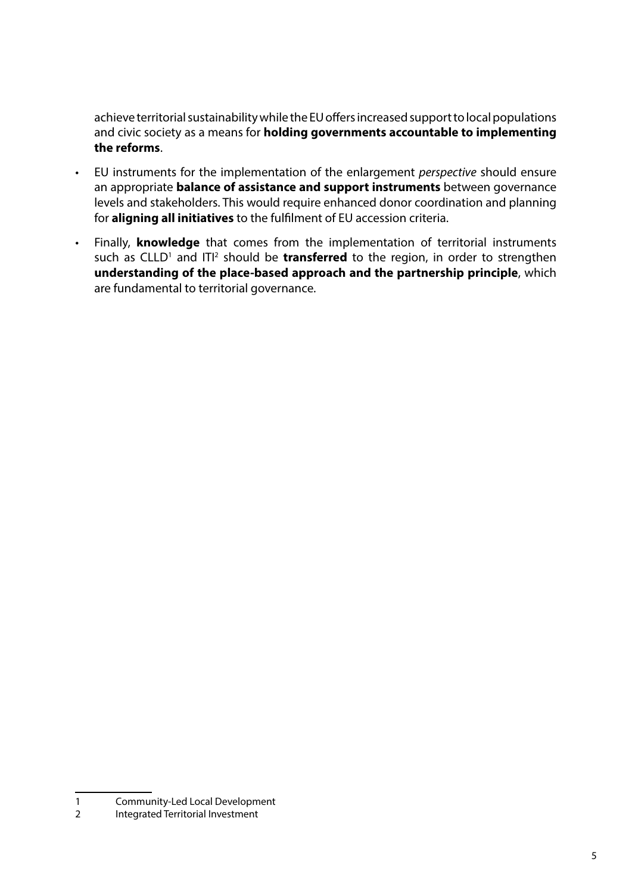achieve territorial sustainability while the EU offers increased support to local populations and civic society as a means for **holding governments accountable to implementing the reforms**.

- EU instruments for the implementation of the enlargement *perspective* should ensure an appropriate **balance of assistance and support instruments** between governance levels and stakeholders. This would require enhanced donor coordination and planning for **aligning all initiatives** to the fulfilment of EU accession criteria.
- Finally, **knowledge** that comes from the implementation of territorial instruments such as CLLD[1] and ITI[2] should be **transferred** to the region, in order to strengthen **understanding of the place-based approach and the partnership principle**, which are fundamental to territorial governance.

1 Community-Led Local Development

2 Integrated Territorial Investment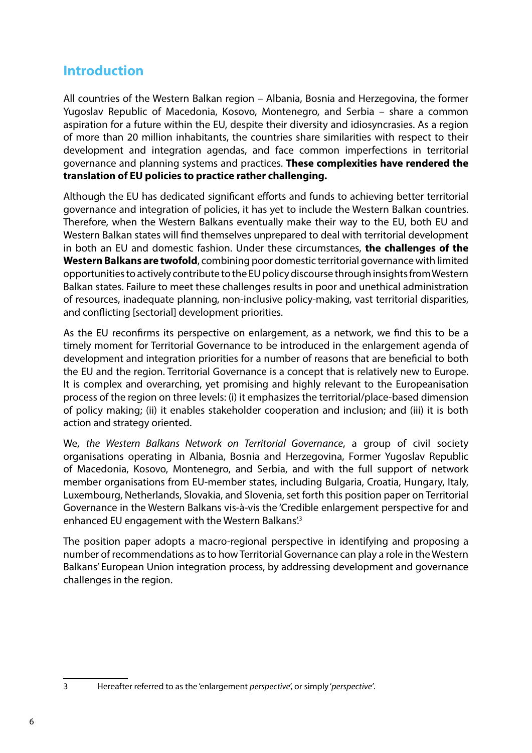## Introduction

All countries of the Western Balkan region – Albania, Bosnia and Herzegovina, the former Yugoslav Republic of Macedonia, Kosovo, Montenegro, and Serbia – share a common aspiration for a future within the EU, despite their diversity and idiosyncrasies. As a region of more than 20 million inhabitants, the countries share similarities with respect to their development and integration agendas, and face common imperfections in territorial governance and planning systems and practices. **These complexities have rendered the translation of EU policies to practice rather challenging.**

Although the EU has dedicated significant efforts and funds to achieving better territorial governance and integration of policies, it has yet to include the Western Balkan countries. Therefore, when the Western Balkans eventually make their way to the EU, both EU and Western Balkan states will find themselves unprepared to deal with territorial development in both an EU and domestic fashion. Under these circumstances, **the challenges of the Western Balkans are twofold**, combining poor domestic territorial governance with limited opportunities to actively contribute to the EU policy discourse through insights from Western Balkan states. Failure to meet these challenges results in poor and unethical administration of resources, inadequate planning, non-inclusive policy-making, vast territorial disparities, and conflicting [sectorial] development priorities.

As the EU reconfirms its perspective on enlargement, as a network, we find this to be a timely moment for Territorial Governance to be introduced in the enlargement agenda of development and integration priorities for a number of reasons that are beneficial to both the EU and the region. Territorial Governance is a concept that is relatively new to Europe. It is complex and overarching, yet promising and highly relevant to the Europeanisation process of the region on three levels: (i) it emphasizes the territorial/place-based dimension of policy making; (ii) it enables stakeholder cooperation and inclusion; and (iii) it is both action and strategy oriented.

We, *the Western Balkans Network on Territorial Governance*, a group of civil society organisations operating in Albania, Bosnia and Herzegovina, Former Yugoslav Republic of Macedonia, Kosovo, Montenegro, and Serbia, and with the full support of network member organisations from EU-member states, including Bulgaria, Croatia, Hungary, Italy, Luxembourg, Netherlands, Slovakia, and Slovenia, set forth this position paper on Territorial Governance in the Western Balkans vis-à-vis the 'Credible enlargement perspective for and enhanced EU engagement with the Western Balkans'.[3]

The position paper adopts a macro-regional perspective in identifying and proposing a number of recommendations as to how Territorial Governance can play a role in the Western Balkans' European Union integration process, by addressing development and governance challenges in the region.

---

3 Hereafter referred to as the 'enlargement *perspective*', or simply '*perspective*'.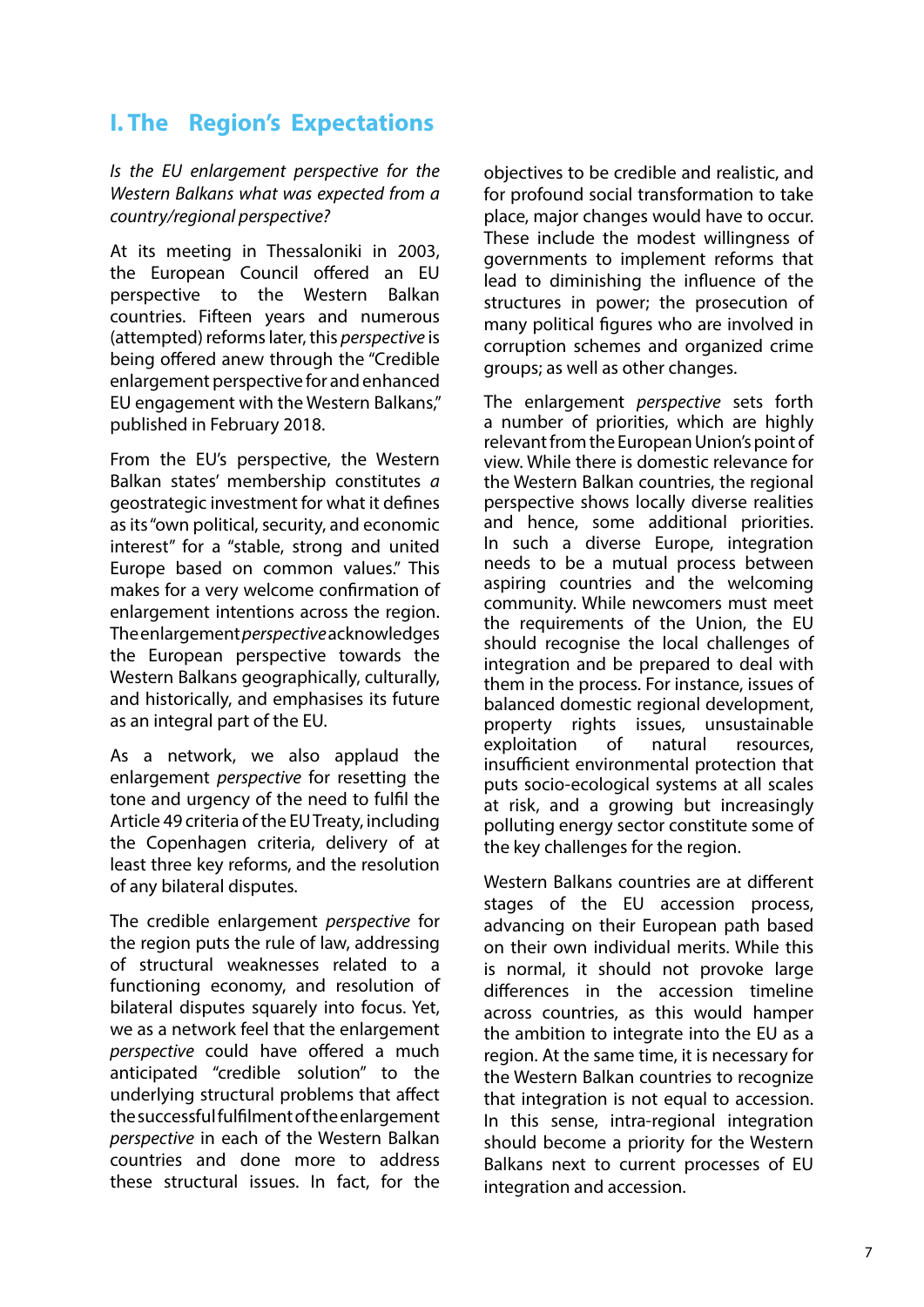# I. The Region's Expectations

*Is the EU enlargement perspective for the Western Balkans what was expected from a country/regional perspective?*

At its meeting in Thessaloniki in 2003, the European Council offered an EU perspective to the Western Balkan countries. Fifteen years and numerous (attempted) reforms later, this *perspective* is being offered anew through the "Credible enlargement perspective for and enhanced EU engagement with the Western Balkans," published in February 2018.

From the EU's perspective, the Western Balkan states' membership constitutes *a* geostrategic investment for what it defines as its "own political, security, and economic interest" for a "stable, strong and united Europe based on common values." This makes for a very welcome confirmation of enlargement intentions across the region. The enlargement *perspective* acknowledges the European perspective towards the Western Balkans geographically, culturally, and historically, and emphasises its future as an integral part of the EU.

As a network, we also applaud the enlargement *perspective* for resetting the tone and urgency of the need to fulfil the Article 49 criteria of the EU Treaty, including the Copenhagen criteria, delivery of at least three key reforms, and the resolution of any bilateral disputes.

The credible enlargement *perspective* for the region puts the rule of law, addressing of structural weaknesses related to a functioning economy, and resolution of bilateral disputes squarely into focus. Yet, we as a network feel that the enlargement *perspective* could have offered a much anticipated "credible solution" to the underlying structural problems that affect the successful fulfilment of the enlargement *perspective* in each of the Western Balkan countries and done more to address these structural issues. In fact, for the objectives to be credible and realistic, and for profound social transformation to take place, major changes would have to occur. These include the modest willingness of governments to implement reforms that lead to diminishing the influence of the structures in power; the prosecution of many political figures who are involved in corruption schemes and organized crime groups; as well as other changes.

The enlargement *perspective* sets forth a number of priorities, which are highly relevant from the European Union's point of view. While there is domestic relevance for the Western Balkan countries, the regional perspective shows locally diverse realities and hence, some additional priorities. In such a diverse Europe, integration needs to be a mutual process between aspiring countries and the welcoming community. While newcomers must meet the requirements of the Union, the EU should recognise the local challenges of integration and be prepared to deal with them in the process. For instance, issues of balanced domestic regional development, property rights issues, unsustainable exploitation of natural resources, insufficient environmental protection that puts socio-ecological systems at all scales at risk, and a growing but increasingly polluting energy sector constitute some of the key challenges for the region.

Western Balkans countries are at different stages of the EU accession process, advancing on their European path based on their own individual merits. While this is normal, it should not provoke large differences in the accession timeline across countries, as this would hamper the ambition to integrate into the EU as a region. At the same time, it is necessary for the Western Balkan countries to recognize that integration is not equal to accession. In this sense, intra-regional integration should become a priority for the Western Balkans next to current processes of EU integration and accession.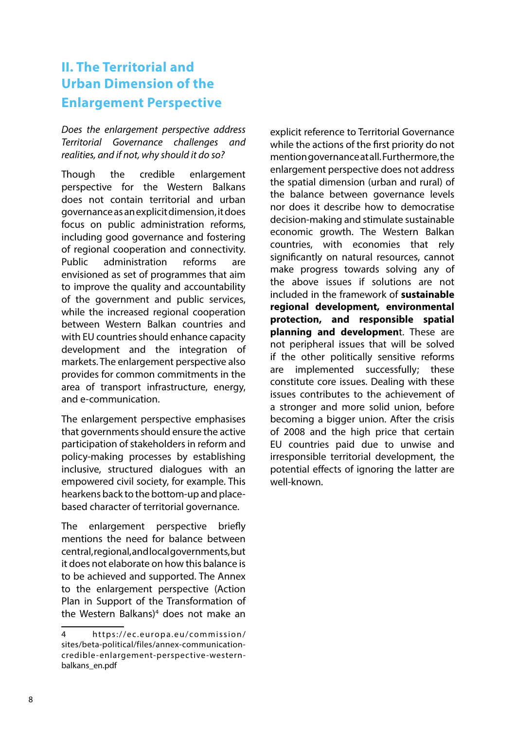## II. The Territorial and Urban Dimension of the Enlargement Perspective

*Does the enlargement perspective address Territorial Governance challenges and realities, and if not, why should it do so?*

Though the credible enlargement perspective for the Western Balkans does not contain territorial and urban governance as an explicit dimension, it does focus on public administration reforms, including good governance and fostering of regional cooperation and connectivity. Public administration reforms are envisioned as set of programmes that aim to improve the quality and accountability of the government and public services, while the increased regional cooperation between Western Balkan countries and with EU countries should enhance capacity development and the integration of markets. The enlargement perspective also provides for common commitments in the area of transport infrastructure, energy, and e-communication.

The enlargement perspective emphasises that governments should ensure the active participation of stakeholders in reform and policy-making processes by establishing inclusive, structured dialogues with an empowered civil society, for example. This hearkens back to the bottom-up and place-based character of territorial governance.

The enlargement perspective briefly mentions the need for balance between central, regional, and local governments, but it does not elaborate on how this balance is to be achieved and supported. The Annex to the enlargement perspective (Action Plan in Support of the Transformation of the Western Balkans)[4] does not make an explicit reference to Territorial Governance while the actions of the first priority do not mention governance at all. Furthermore, the enlargement perspective does not address the spatial dimension (urban and rural) of the balance between governance levels nor does it describe how to democratise decision-making and stimulate sustainable economic growth. The Western Balkan countries, with economies that rely significantly on natural resources, cannot make progress towards solving any of the above issues if solutions are not included in the framework of **sustainable regional development, environmental protection, and responsible spatial planning and development**. These are not peripheral issues that will be solved if the other politically sensitive reforms are implemented successfully; these constitute core issues. Dealing with these issues contributes to the achievement of a stronger and more solid union, before becoming a bigger union. After the crisis of 2008 and the high price that certain EU countries paid due to unwise and irresponsible territorial development, the potential effects of ignoring the latter are well-known.

4 https://ec.europa.eu/commission/sites/beta-political/files/annex-communication-credible-enlargement-perspective-western-balkans_en.pdf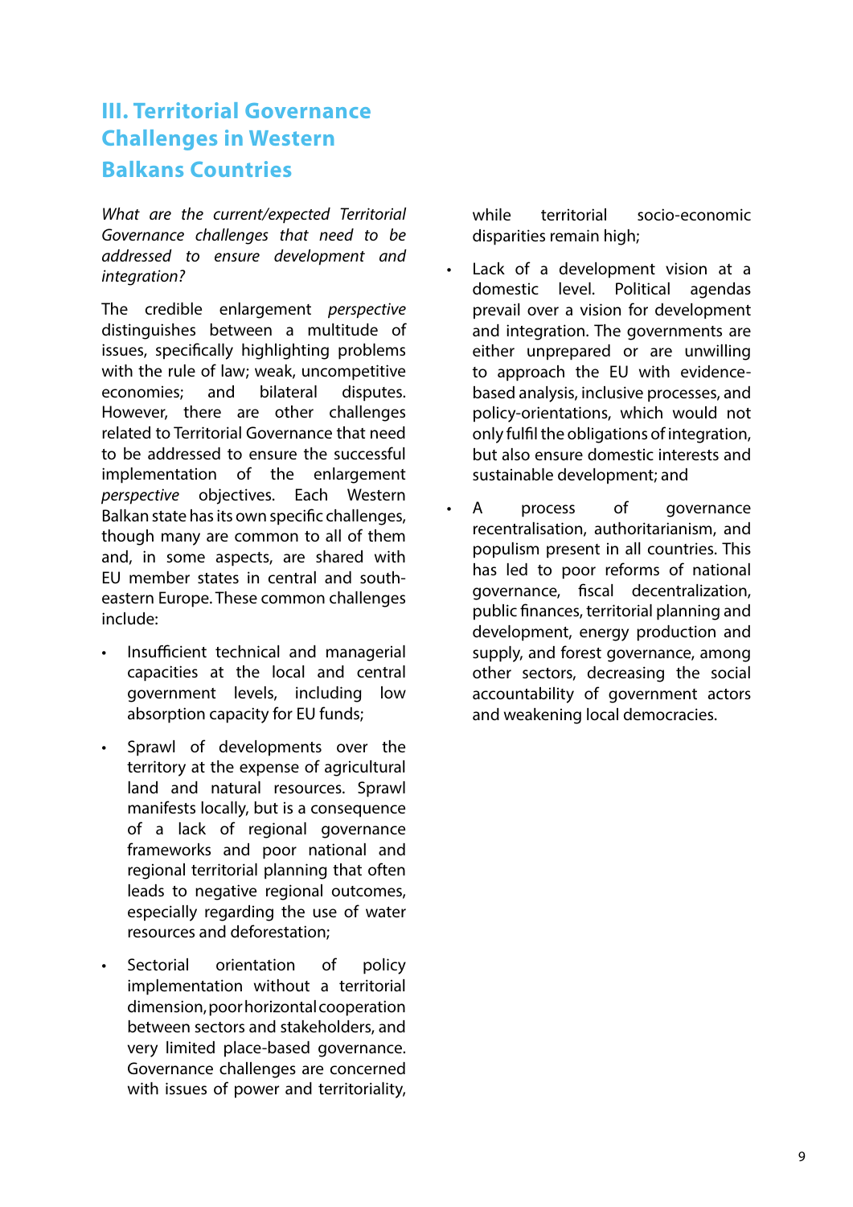## III. Territorial Governance Challenges in Western Balkans Countries

*What are the current/expected Territorial Governance challenges that need to be addressed to ensure development and integration?*

The credible enlargement *perspective* distinguishes between a multitude of issues, specifically highlighting problems with the rule of law; weak, uncompetitive economies; and bilateral disputes. However, there are other challenges related to Territorial Governance that need to be addressed to ensure the successful implementation of the enlargement *perspective* objectives. Each Western Balkan state has its own specific challenges, though many are common to all of them and, in some aspects, are shared with EU member states in central and south-eastern Europe. These common challenges include:

- Insufficient technical and managerial capacities at the local and central government levels, including low absorption capacity for EU funds;
- Sprawl of developments over the territory at the expense of agricultural land and natural resources. Sprawl manifests locally, but is a consequence of a lack of regional governance frameworks and poor national and regional territorial planning that often leads to negative regional outcomes, especially regarding the use of water resources and deforestation;
- Sectorial orientation of policy implementation without a territorial dimension, poor horizontal cooperation between sectors and stakeholders, and very limited place-based governance. Governance challenges are concerned with issues of power and territoriality, while territorial socio-economic disparities remain high;
- Lack of a development vision at a domestic level. Political agendas prevail over a vision for development and integration. The governments are either unprepared or are unwilling to approach the EU with evidence-based analysis, inclusive processes, and policy-orientations, which would not only fulfil the obligations of integration, but also ensure domestic interests and sustainable development; and
- A process of governance recentralisation, authoritarianism, and populism present in all countries. This has led to poor reforms of national governance, fiscal decentralization, public finances, territorial planning and development, energy production and supply, and forest governance, among other sectors, decreasing the social accountability of government actors and weakening local democracies.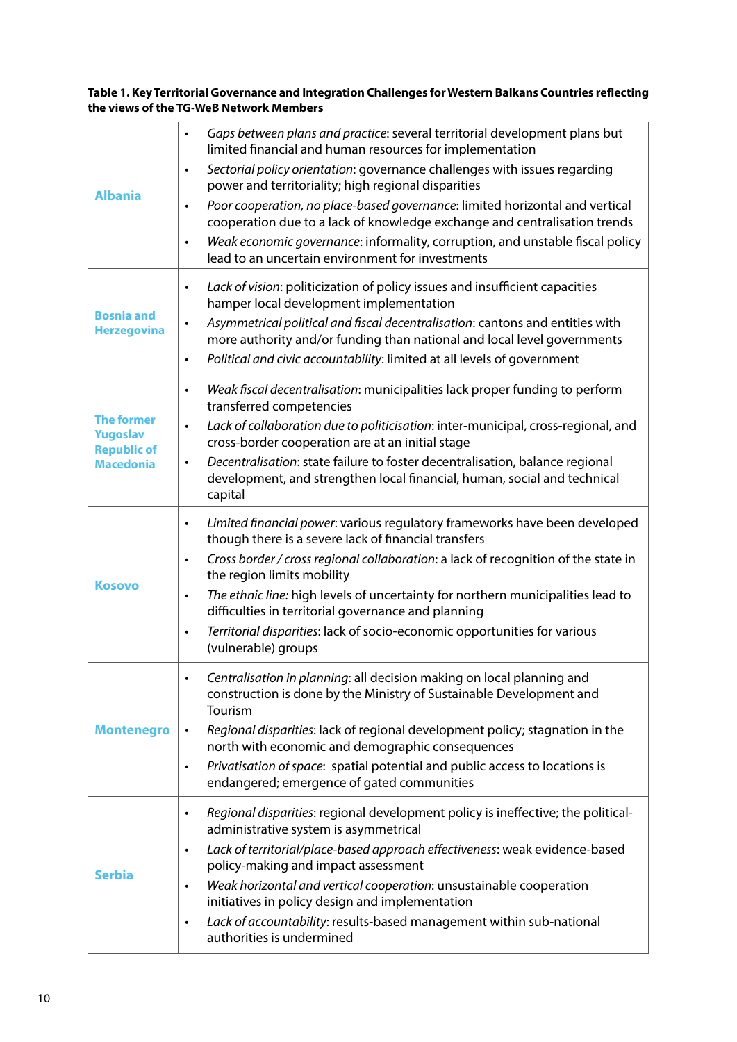**Table 1. Key Territorial Governance and Integration Challenges for Western Balkans Countries reflecting the views of the TG-WeB Network Members**

| | |
|---|---|
| **Albania** | • *Gaps between plans and practice*: several territorial development plans but limited financial and human resources for implementation<br>• *Sectorial policy orientation*: governance challenges with issues regarding power and territoriality; high regional disparities<br>• *Poor cooperation, no place-based governance*: limited horizontal and vertical cooperation due to a lack of knowledge exchange and centralisation trends<br>• *Weak economic governance*: informality, corruption, and unstable fiscal policy lead to an uncertain environment for investments |
| **Bosnia and Herzegovina** | • *Lack of vision*: politicization of policy issues and insufficient capacities hamper local development implementation<br>• *Asymmetrical political and fiscal decentralisation*: cantons and entities with more authority and/or funding than national and local level governments<br>• *Political and civic accountability*: limited at all levels of government |
| **The former Yugoslav Republic of Macedonia** | • *Weak fiscal decentralisation*: municipalities lack proper funding to perform transferred competencies<br>• *Lack of collaboration due to politicisation*: inter-municipal, cross-regional, and cross-border cooperation are at an initial stage<br>• *Decentralisation*: state failure to foster decentralisation, balance regional development, and strengthen local financial, human, social and technical capital |
| **Kosovo** | • *Limited financial power*: various regulatory frameworks have been developed though there is a severe lack of financial transfers<br>• *Cross border / cross regional collaboration*: a lack of recognition of the state in the region limits mobility<br>• *The ethnic line:* high levels of uncertainty for northern municipalities lead to difficulties in territorial governance and planning<br>• *Territorial disparities*: lack of socio-economic opportunities for various (vulnerable) groups |
| **Montenegro** | • *Centralisation in planning*: all decision making on local planning and construction is done by the Ministry of Sustainable Development and Tourism<br>• *Regional disparities*: lack of regional development policy; stagnation in the north with economic and demographic consequences<br>• *Privatisation of space*: spatial potential and public access to locations is endangered; emergence of gated communities |
| **Serbia** | • *Regional disparities*: regional development policy is ineffective; the political-administrative system is asymmetrical<br>• *Lack of territorial/place-based approach effectiveness*: weak evidence-based policy-making and impact assessment<br>• *Weak horizontal and vertical cooperation*: unsustainable cooperation initiatives in policy design and implementation<br>• *Lack of accountability*: results-based management within sub-national authorities is undermined |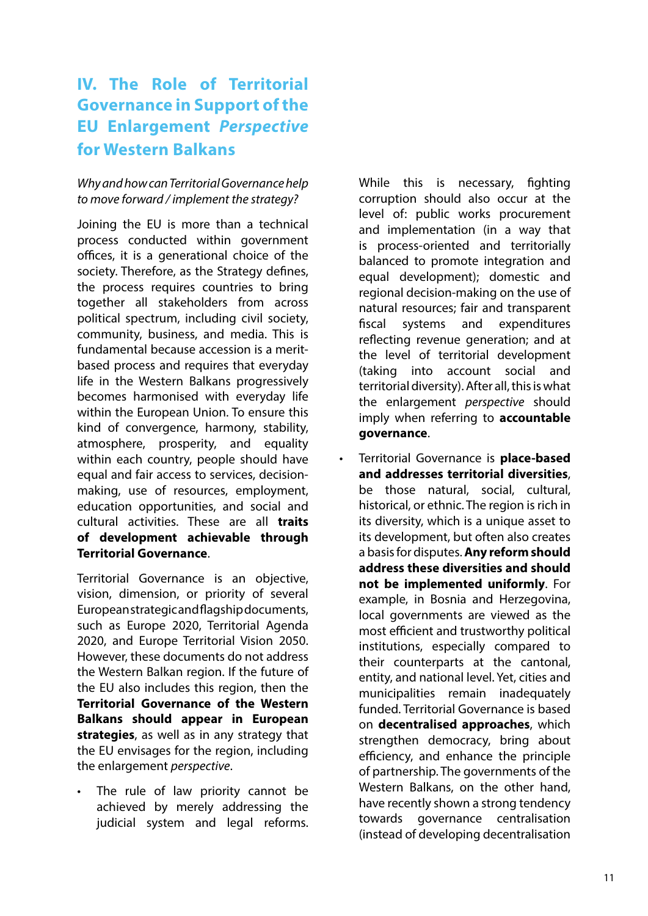# IV. The Role of Territorial Governance in Support of the EU Enlargement *Perspective* for Western Balkans

*Why and how can Territorial Governance help to move forward / implement the strategy?*

Joining the EU is more than a technical process conducted within government offices, it is a generational choice of the society. Therefore, as the Strategy defines, the process requires countries to bring together all stakeholders from across political spectrum, including civil society, community, business, and media. This is fundamental because accession is a merit-based process and requires that everyday life in the Western Balkans progressively becomes harmonised with everyday life within the European Union. To ensure this kind of convergence, harmony, stability, atmosphere, prosperity, and equality within each country, people should have equal and fair access to services, decision-making, use of resources, employment, education opportunities, and social and cultural activities. These are all **traits of development achievable through Territorial Governance**.

Territorial Governance is an objective, vision, dimension, or priority of several European strategic and flagship documents, such as Europe 2020, Territorial Agenda 2020, and Europe Territorial Vision 2050. However, these documents do not address the Western Balkan region. If the future of the EU also includes this region, then the **Territorial Governance of the Western Balkans should appear in European strategies**, as well as in any strategy that the EU envisages for the region, including the enlargement *perspective*.

- The rule of law priority cannot be achieved by merely addressing the judicial system and legal reforms. While this is necessary, fighting corruption should also occur at the level of: public works procurement and implementation (in a way that is process-oriented and territorially balanced to promote integration and equal development); domestic and regional decision-making on the use of natural resources; fair and transparent fiscal systems and expenditures reflecting revenue generation; and at the level of territorial development (taking into account social and territorial diversity). After all, this is what the enlargement *perspective* should imply when referring to **accountable governance**.

- Territorial Governance is **place-based and addresses territorial diversities**, be those natural, social, cultural, historical, or ethnic. The region is rich in its diversity, which is a unique asset to its development, but often also creates a basis for disputes. **Any reform should address these diversities and should not be implemented uniformly**. For example, in Bosnia and Herzegovina, local governments are viewed as the most efficient and trustworthy political institutions, especially compared to their counterparts at the cantonal, entity, and national level. Yet, cities and municipalities remain inadequately funded. Territorial Governance is based on **decentralised approaches**, which strengthen democracy, bring about efficiency, and enhance the principle of partnership. The governments of the Western Balkans, on the other hand, have recently shown a strong tendency towards governance centralisation (instead of developing decentralisation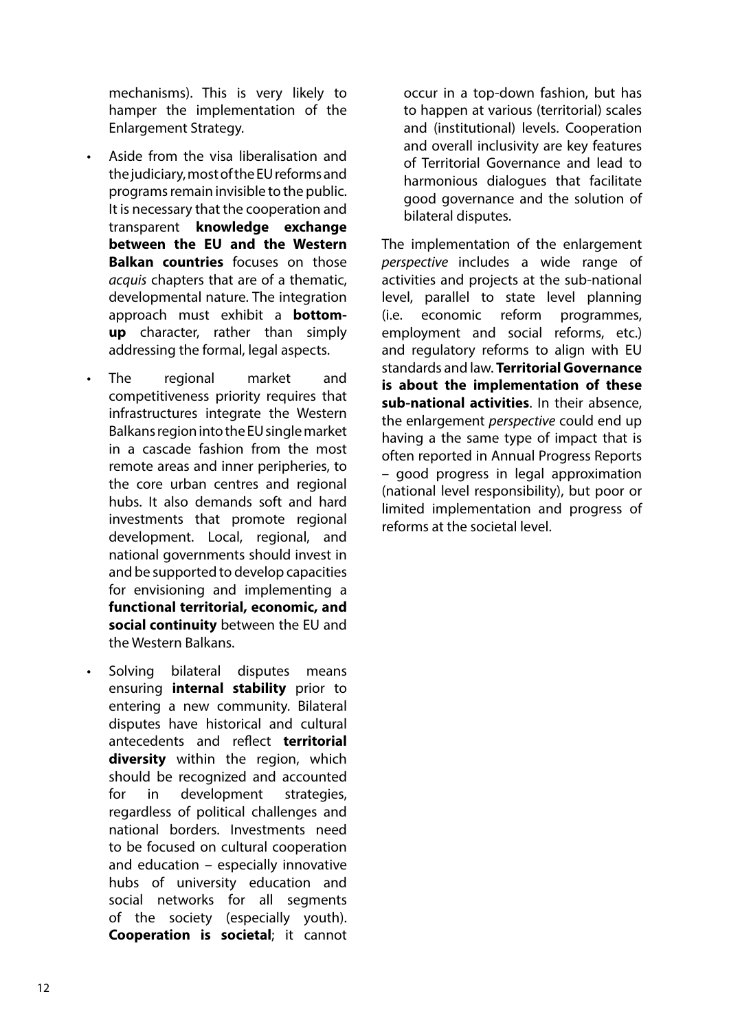mechanisms). This is very likely to hamper the implementation of the Enlargement Strategy.

- Aside from the visa liberalisation and the judiciary, most of the EU reforms and programs remain invisible to the public. It is necessary that the cooperation and transparent **knowledge exchange between the EU and the Western Balkan countries** focuses on those *acquis* chapters that are of a thematic, developmental nature. The integration approach must exhibit a **bottom-up** character, rather than simply addressing the formal, legal aspects.
- The regional market and competitiveness priority requires that infrastructures integrate the Western Balkans region into the EU single market in a cascade fashion from the most remote areas and inner peripheries, to the core urban centres and regional hubs. It also demands soft and hard investments that promote regional development. Local, regional, and national governments should invest in and be supported to develop capacities for envisioning and implementing a **functional territorial, economic, and social continuity** between the EU and the Western Balkans.
- Solving bilateral disputes means ensuring **internal stability** prior to entering a new community. Bilateral disputes have historical and cultural antecedents and reflect **territorial diversity** within the region, which should be recognized and accounted for in development strategies, regardless of political challenges and national borders. Investments need to be focused on cultural cooperation and education – especially innovative hubs of university education and social networks for all segments of the society (especially youth). **Cooperation is societal**; it cannot occur in a top-down fashion, but has to happen at various (territorial) scales and (institutional) levels. Cooperation and overall inclusivity are key features of Territorial Governance and lead to harmonious dialogues that facilitate good governance and the solution of bilateral disputes.

The implementation of the enlargement *perspective* includes a wide range of activities and projects at the sub-national level, parallel to state level planning (i.e. economic reform programmes, employment and social reforms, etc.) and regulatory reforms to align with EU standards and law. **Territorial Governance is about the implementation of these sub-national activities**. In their absence, the enlargement *perspective* could end up having a the same type of impact that is often reported in Annual Progress Reports – good progress in legal approximation (national level responsibility), but poor or limited implementation and progress of reforms at the societal level.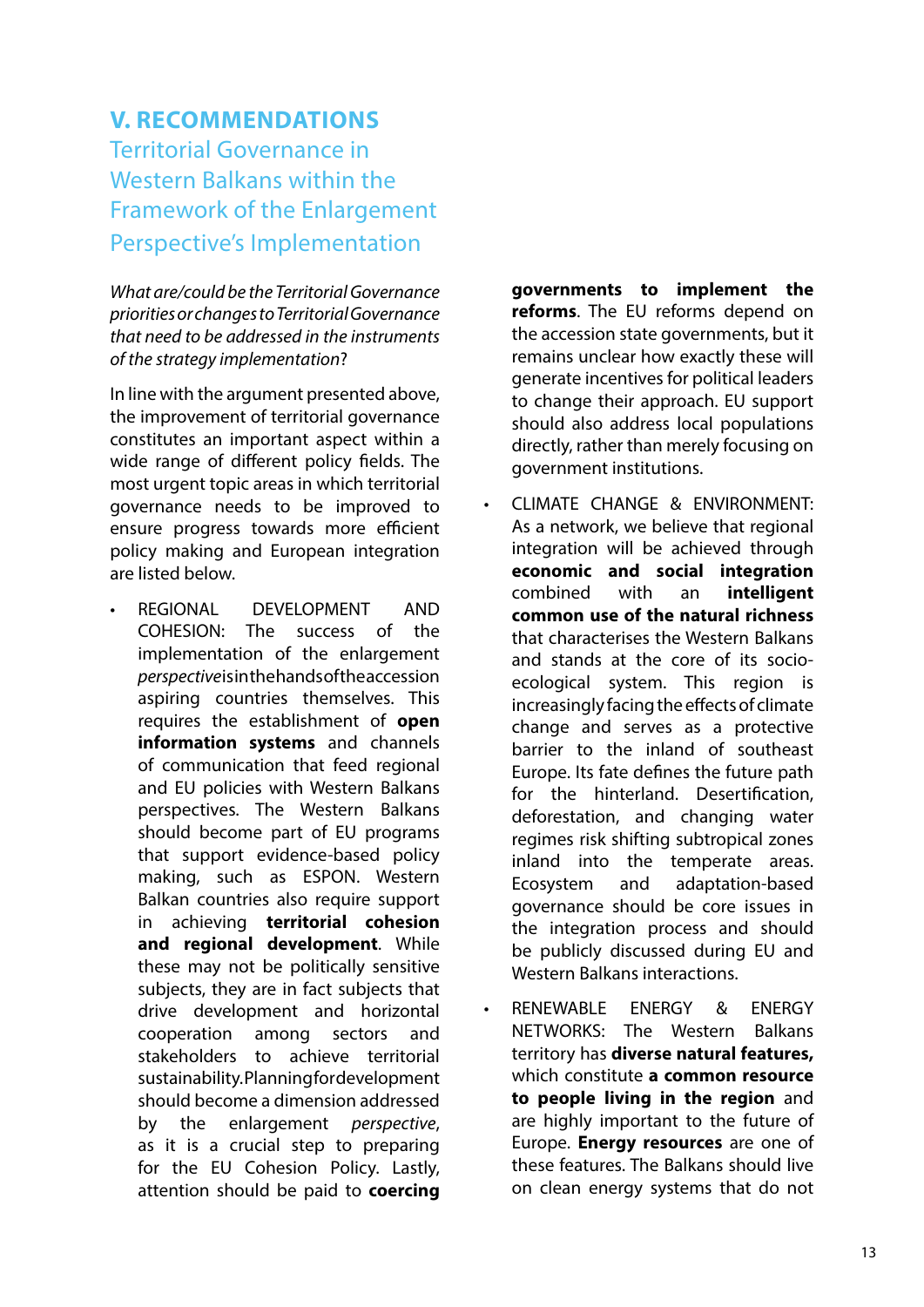## V. RECOMMENDATIONS

### Territorial Governance in Western Balkans within the Framework of the Enlargement Perspective's Implementation

*What are/could be the Territorial Governance priorities or changes to Territorial Governance that need to be addressed in the instruments of the strategy implementation*?

In line with the argument presented above, the improvement of territorial governance constitutes an important aspect within a wide range of different policy fields. The most urgent topic areas in which territorial governance needs to be improved to ensure progress towards more efficient policy making and European integration are listed below.

- REGIONAL DEVELOPMENT AND COHESION: The success of the implementation of the enlargement *perspective* is in the hands of the accession aspiring countries themselves. This requires the establishment of **open information systems** and channels of communication that feed regional and EU policies with Western Balkans perspectives. The Western Balkans should become part of EU programs that support evidence-based policy making, such as ESPON. Western Balkan countries also require support in achieving **territorial cohesion and regional development**. While these may not be politically sensitive subjects, they are in fact subjects that drive development and horizontal cooperation among sectors and stakeholders to achieve territorial sustainability. Planning for development should become a dimension addressed by the enlargement *perspective*, as it is a crucial step to preparing for the EU Cohesion Policy. Lastly, attention should be paid to **coercing governments to implement the reforms**. The EU reforms depend on the accession state governments, but it remains unclear how exactly these will generate incentives for political leaders to change their approach. EU support should also address local populations directly, rather than merely focusing on government institutions.
- CLIMATE CHANGE & ENVIRONMENT: As a network, we believe that regional integration will be achieved through **economic and social integration** combined with an **intelligent common use of the natural richness** that characterises the Western Balkans and stands at the core of its socio-ecological system. This region is increasingly facing the effects of climate change and serves as a protective barrier to the inland of southeast Europe. Its fate defines the future path for the hinterland. Desertification, deforestation, and changing water regimes risk shifting subtropical zones inland into the temperate areas. Ecosystem and adaptation-based governance should be core issues in the integration process and should be publicly discussed during EU and Western Balkans interactions.
- RENEWABLE ENERGY & ENERGY NETWORKS: The Western Balkans territory has **diverse natural features,** which constitute **a common resource to people living in the region** and are highly important to the future of Europe. **Energy resources** are one of these features. The Balkans should live on clean energy systems that do not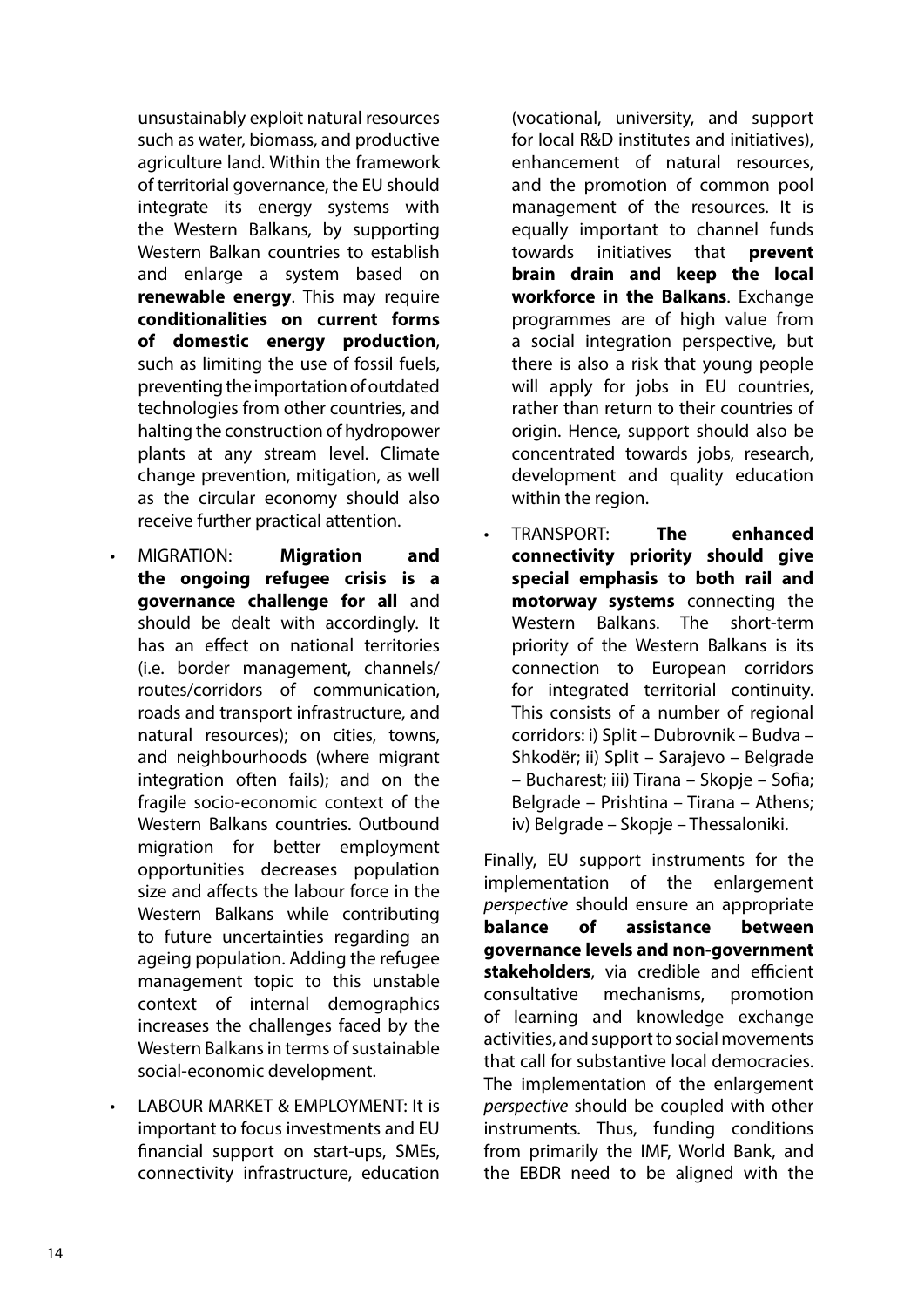unsustainably exploit natural resources such as water, biomass, and productive agriculture land. Within the framework of territorial governance, the EU should integrate its energy systems with the Western Balkans, by supporting Western Balkan countries to establish and enlarge a system based on **renewable energy**. This may require **conditionalities on current forms of domestic energy production**, such as limiting the use of fossil fuels, preventing the importation of outdated technologies from other countries, and halting the construction of hydropower plants at any stream level. Climate change prevention, mitigation, as well as the circular economy should also receive further practical attention.

- MIGRATION: **Migration and the ongoing refugee crisis is a governance challenge for all** and should be dealt with accordingly. It has an effect on national territories (i.e. border management, channels/ routes/corridors of communication, roads and transport infrastructure, and natural resources); on cities, towns, and neighbourhoods (where migrant integration often fails); and on the fragile socio-economic context of the Western Balkans countries. Outbound migration for better employment opportunities decreases population size and affects the labour force in the Western Balkans while contributing to future uncertainties regarding an ageing population. Adding the refugee management topic to this unstable context of internal demographics increases the challenges faced by the Western Balkans in terms of sustainable social-economic development.
- LABOUR MARKET & EMPLOYMENT: It is important to focus investments and EU financial support on start-ups, SMEs, connectivity infrastructure, education (vocational, university, and support for local R&D institutes and initiatives), enhancement of natural resources, and the promotion of common pool management of the resources. It is equally important to channel funds towards initiatives that **prevent brain drain and keep the local workforce in the Balkans**. Exchange programmes are of high value from a social integration perspective, but there is also a risk that young people will apply for jobs in EU countries, rather than return to their countries of origin. Hence, support should also be concentrated towards jobs, research, development and quality education within the region.
- TRANSPORT: **The enhanced connectivity priority should give special emphasis to both rail and motorway systems** connecting the Western Balkans. The short-term priority of the Western Balkans is its connection to European corridors for integrated territorial continuity. This consists of a number of regional corridors: i) Split – Dubrovnik – Budva – Shkodër; ii) Split – Sarajevo – Belgrade – Bucharest; iii) Tirana – Skopje – Sofia; Belgrade – Prishtina – Tirana – Athens; iv) Belgrade – Skopje – Thessaloniki.

Finally, EU support instruments for the implementation of the enlargement *perspective* should ensure an appropriate **balance of assistance between governance levels and non-government stakeholders**, via credible and efficient consultative mechanisms, promotion of learning and knowledge exchange activities, and support to social movements that call for substantive local democracies. The implementation of the enlargement *perspective* should be coupled with other instruments. Thus, funding conditions from primarily the IMF, World Bank, and the EBDR need to be aligned with the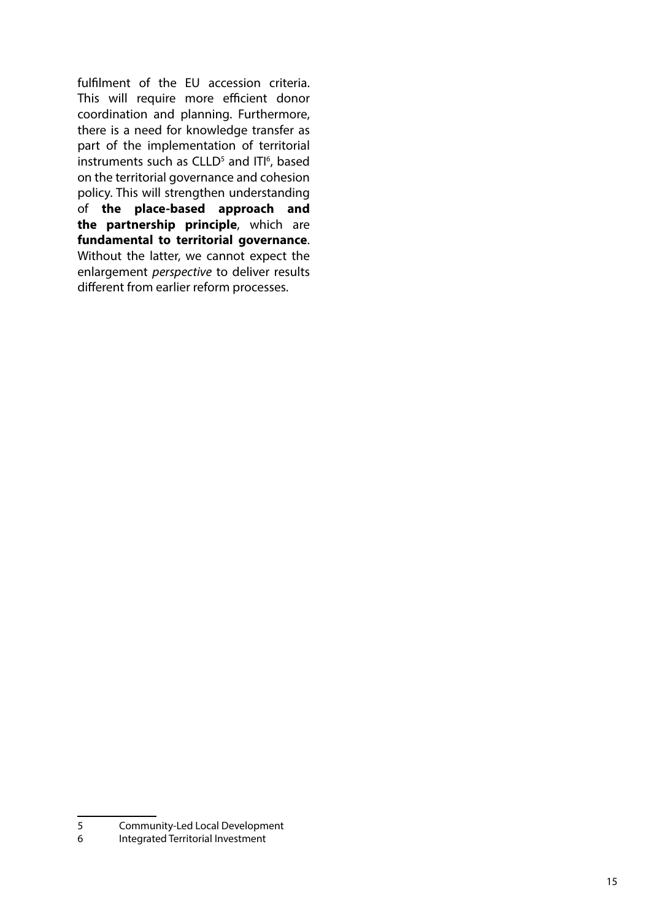fulfilment of the EU accession criteria. This will require more efficient donor coordination and planning. Furthermore, there is a need for knowledge transfer as part of the implementation of territorial instruments such as CLLD[5] and ITI[6], based on the territorial governance and cohesion policy. This will strengthen understanding of **the place-based approach and the partnership principle**, which are **fundamental to territorial governance**. Without the latter, we cannot expect the enlargement *perspective* to deliver results different from earlier reform processes.

---

5 Community-Led Local Development

6 Integrated Territorial Investment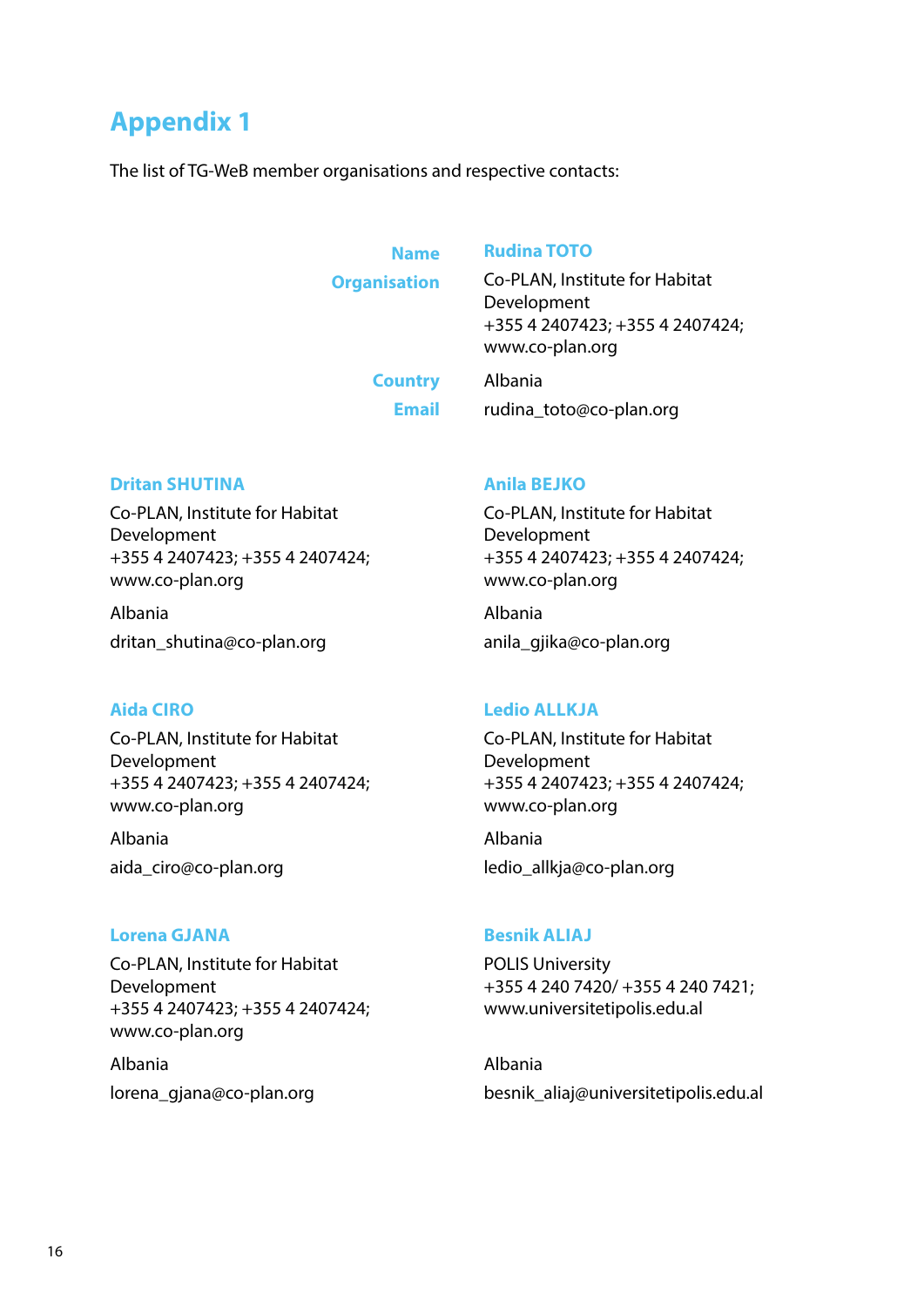# Appendix 1

The list of TG-WeB member organisations and respective contacts:

**Name** — **Rudina TOTO**
**Organisation** — Co-PLAN, Institute for Habitat Development
+355 4 2407423; +355 4 2407424;
www.co-plan.org
**Country** — Albania
**Email** — rudina_toto@co-plan.org

**Dritan SHUTINA**

Co-PLAN, Institute for Habitat Development
+355 4 2407423; +355 4 2407424;
www.co-plan.org

Albania

dritan_shutina@co-plan.org

**Anila BEJKO**

Co-PLAN, Institute for Habitat Development
+355 4 2407423; +355 4 2407424;
www.co-plan.org

Albania

anila_gjika@co-plan.org

**Aida CIRO**

Co-PLAN, Institute for Habitat Development
+355 4 2407423; +355 4 2407424;
www.co-plan.org

Albania

aida_ciro@co-plan.org

**Ledio ALLKJA**

Co-PLAN, Institute for Habitat Development
+355 4 2407423; +355 4 2407424;
www.co-plan.org

Albania

ledio_allkja@co-plan.org

**Lorena GJANA**

Co-PLAN, Institute for Habitat Development
+355 4 2407423; +355 4 2407424;
www.co-plan.org

Albania

lorena_gjana@co-plan.org

**Besnik ALIAJ**

POLIS University
+355 4 240 7420/ +355 4 240 7421;
www.universitetipolis.edu.al

Albania

besnik_aliaj@universitetipolis.edu.al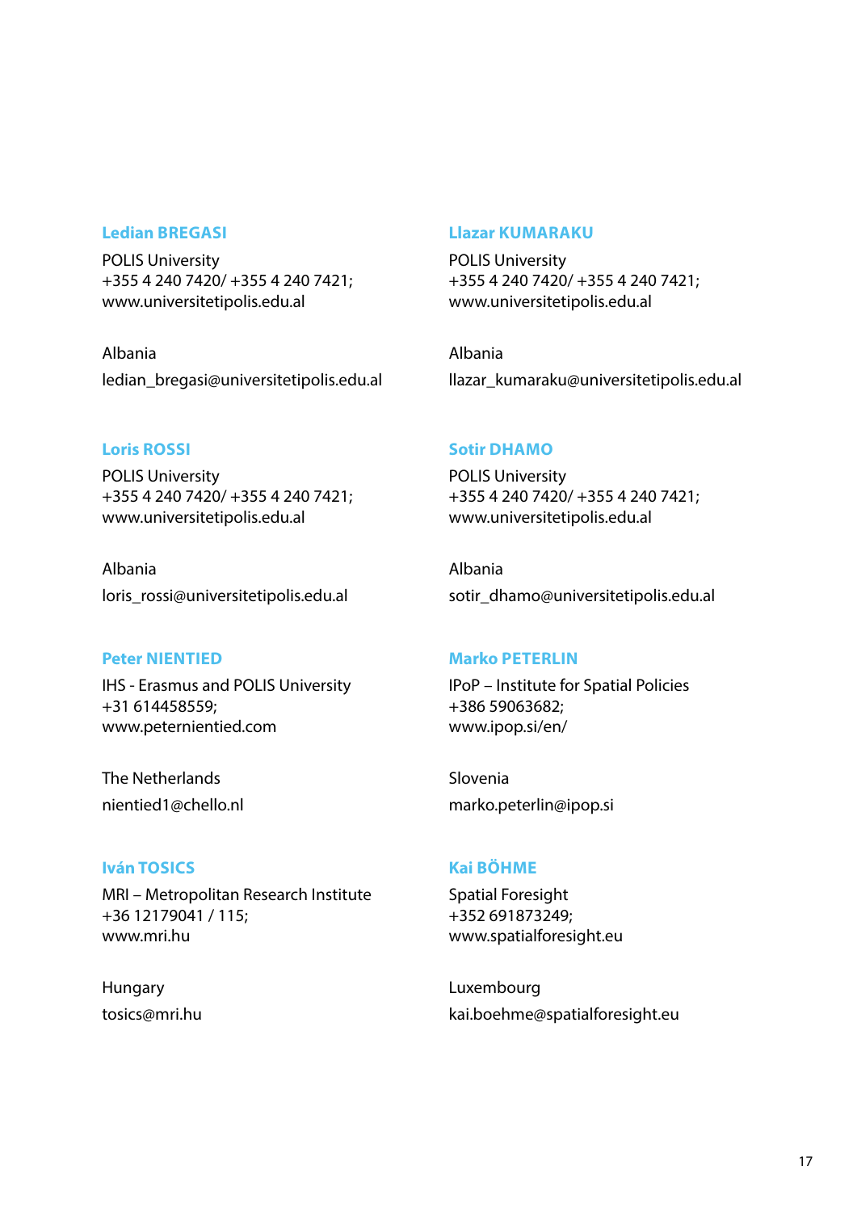**Ledian BREGASI**

POLIS University
+355 4 240 7420/ +355 4 240 7421;
www.universitetipolis.edu.al

Albania
ledian_bregasi@universitetipolis.edu.al

**Llazar KUMARAKU**

POLIS University
+355 4 240 7420/ +355 4 240 7421;
www.universitetipolis.edu.al

Albania
llazar_kumaraku@universitetipolis.edu.al

**Loris ROSSI**

POLIS University
+355 4 240 7420/ +355 4 240 7421;
www.universitetipolis.edu.al

Albania
loris_rossi@universitetipolis.edu.al

**Sotir DHAMO**

POLIS University
+355 4 240 7420/ +355 4 240 7421;
www.universitetipolis.edu.al

Albania
sotir_dhamo@universitetipolis.edu.al

**Peter NIENTIED**

IHS - Erasmus and POLIS University
+31 614458559;
www.peternientied.com

The Netherlands
nientied1@chello.nl

**Marko PETERLIN**

IPoP – Institute for Spatial Policies
+386 59063682;
www.ipop.si/en/

Slovenia
marko.peterlin@ipop.si

**Iván TOSICS**

MRI – Metropolitan Research Institute
+36 12179041 / 115;
www.mri.hu

Hungary
tosics@mri.hu

**Kai BÖHME**

Spatial Foresight
+352 691873249;
www.spatialforesight.eu

Luxembourg
kai.boehme@spatialforesight.eu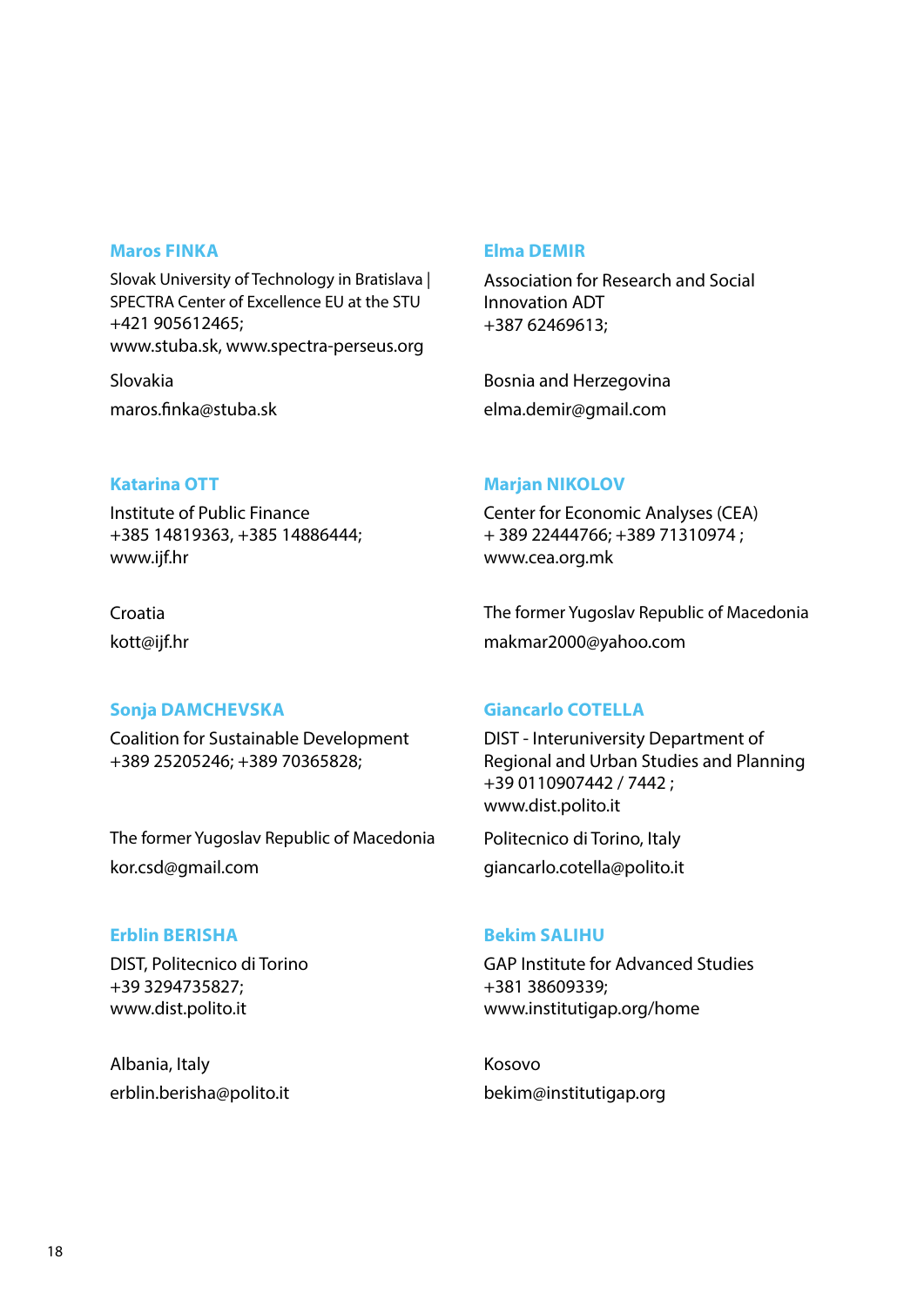**Maros FINKA**

Slovak University of Technology in Bratislava | SPECTRA Center of Excellence EU at the STU
+421 905612465;
www.stuba.sk, www.spectra-perseus.org

Slovakia

maros.finka@stuba.sk

**Elma DEMIR**

Association for Research and Social Innovation ADT
+387 62469613;

Bosnia and Herzegovina

elma.demir@gmail.com

**Katarina OTT**

Institute of Public Finance
+385 14819363, +385 14886444;
www.ijf.hr

Croatia

kott@ijf.hr

**Marjan NIKOLOV**

Center for Economic Analyses (CEA)
+ 389 22444766; +389 71310974 ;
www.cea.org.mk

The former Yugoslav Republic of Macedonia

makmar2000@yahoo.com

**Sonja DAMCHEVSKA**

Coalition for Sustainable Development
+389 25205246; +389 70365828;

The former Yugoslav Republic of Macedonia

kor.csd@gmail.com

**Giancarlo COTELLA**

DIST - Interuniversity Department of Regional and Urban Studies and Planning
+39 0110907442 / 7442 ;
www.dist.polito.it

Politecnico di Torino, Italy

giancarlo.cotella@polito.it

**Erblin BERISHA**

DIST, Politecnico di Torino
+39 3294735827;
www.dist.polito.it

Albania, Italy

erblin.berisha@polito.it

**Bekim SALIHU**

GAP Institute for Advanced Studies
+381 38609339;
www.institutigap.org/home

Kosovo

bekim@institutigap.org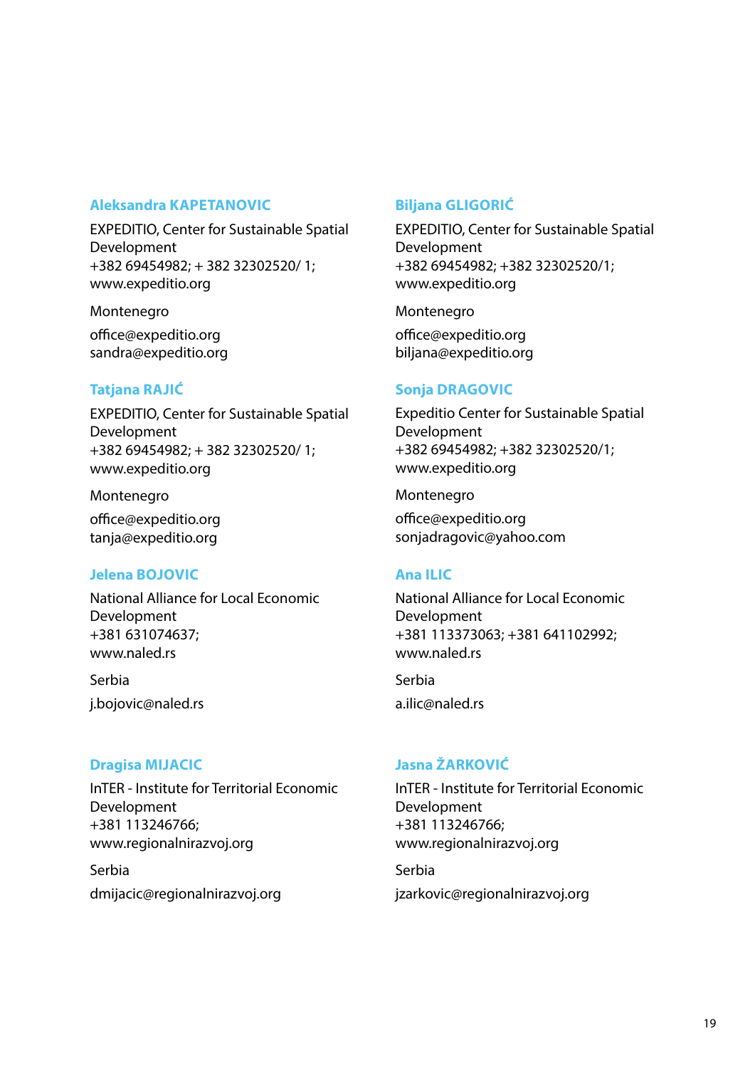### Aleksandra KAPETANOVIC

EXPEDITIO, Center for Sustainable Spatial Development
+382 69454982; + 382 32302520/ 1;
www.expeditio.org

Montenegro

office@expeditio.org
sandra@expeditio.org

### Biljana GLIGORIĆ

EXPEDITIO, Center for Sustainable Spatial Development
+382 69454982; +382 32302520/1;
www.expeditio.org

Montenegro

office@expeditio.org
biljana@expeditio.org

### Tatjana RAJIĆ

EXPEDITIO, Center for Sustainable Spatial Development
+382 69454982; + 382 32302520/ 1;
www.expeditio.org

Montenegro

office@expeditio.org
tanja@expeditio.org

### Sonja DRAGOVIC

Expeditio Center for Sustainable Spatial Development
+382 69454982; +382 32302520/1;
www.expeditio.org

Montenegro

office@expeditio.org
sonjadragovic@yahoo.com

### Jelena BOJOVIC

National Alliance for Local Economic Development
+381 631074637;
www.naled.rs

Serbia

j.bojovic@naled.rs

### Ana ILIC

National Alliance for Local Economic Development
+381 113373063; +381 641102992;
www.naled.rs

Serbia

a.ilic@naled.rs

### Dragisa MIJACIC

InTER - Institute for Territorial Economic Development
+381 113246766;
www.regionalnirazvoj.org

Serbia

dmijacic@regionalnirazvoj.org

### Jasna ŽARKOVIĆ

InTER - Institute for Territorial Economic Development
+381 113246766;
www.regionalnirazvoj.org

Serbia

jzarkovic@regionalnirazvoj.org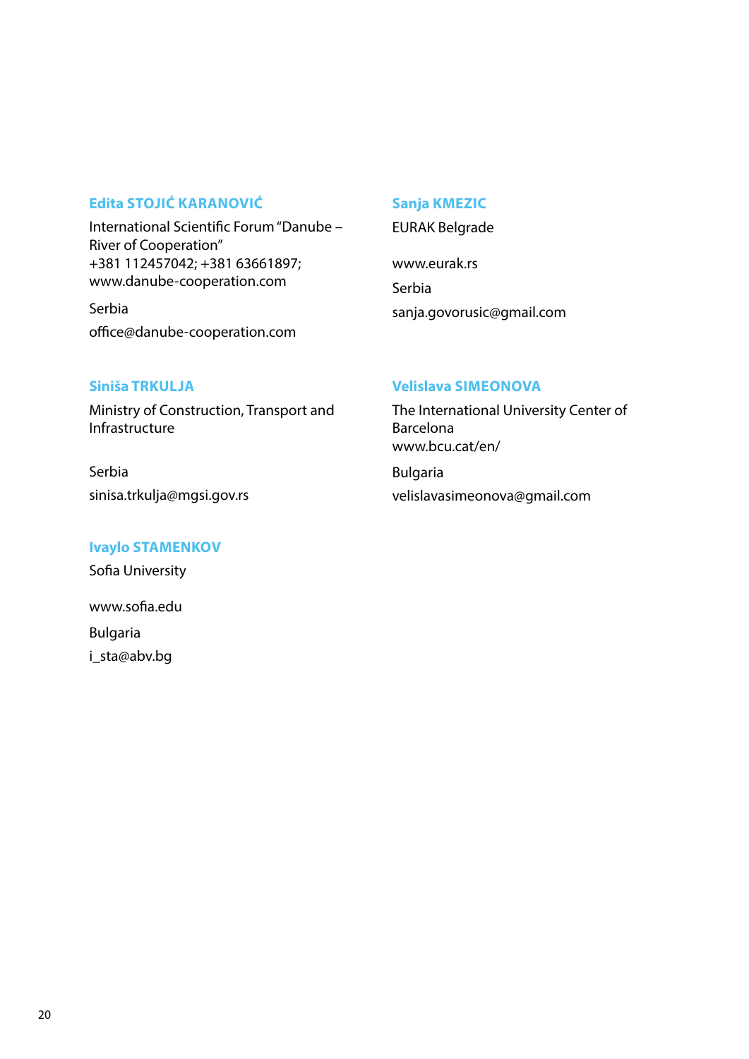### Edita STOJIĆ KARANOVIĆ

International Scientific Forum "Danube – River of Cooperation"
+381 112457042; +381 63661897;
www.danube-cooperation.com

Serbia

office@danube-cooperation.com

### Sanja KMEZIC

EURAK Belgrade

www.eurak.rs

Serbia

sanja.govorusic@gmail.com

### Siniša TRKULJA

Ministry of Construction, Transport and Infrastructure

Serbia

sinisa.trkulja@mgsi.gov.rs

### Velislava SIMEONOVA

The International University Center of Barcelona
www.bcu.cat/en/

Bulgaria

velislavasimeonova@gmail.com

### Ivaylo STAMENKOV

Sofia University

www.sofia.edu

Bulgaria

i_sta@abv.bg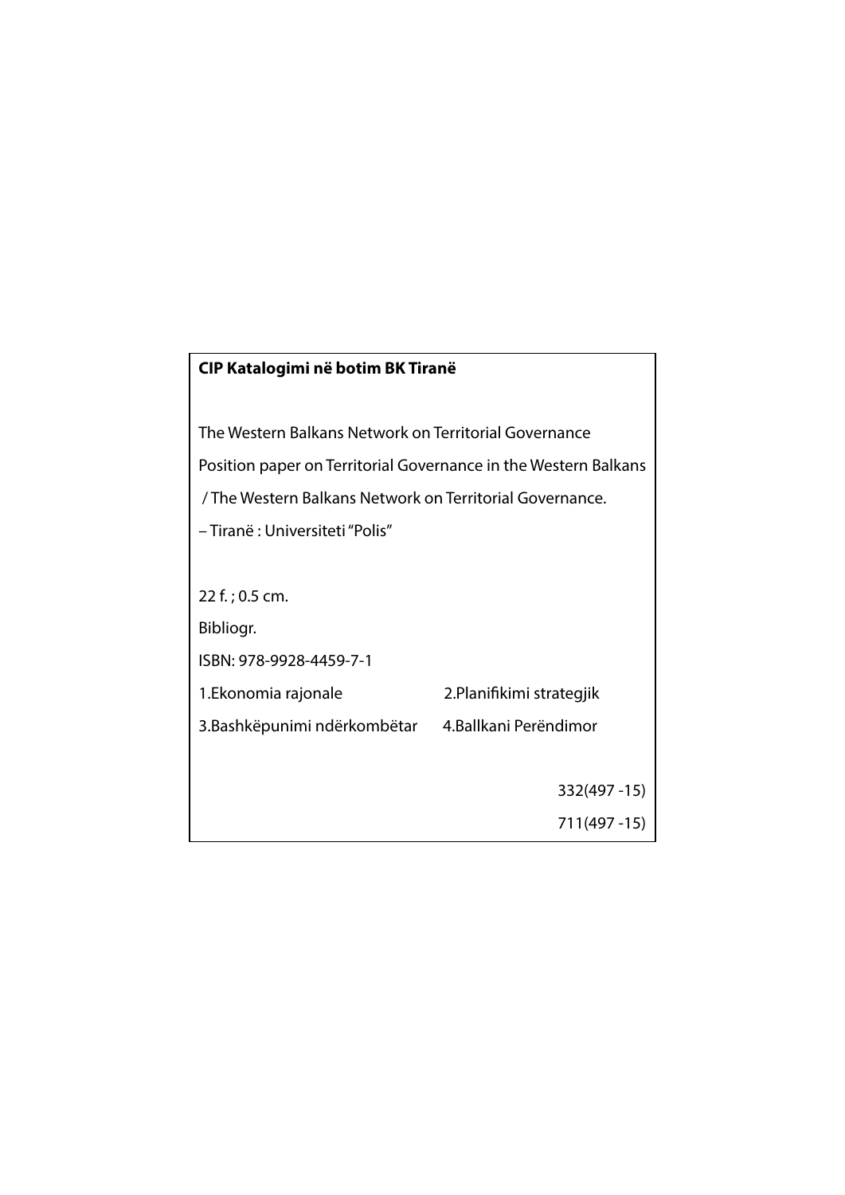**CIP Katalogimi në botim BK Tiranë**

The Western Balkans Network on Territorial Governance

Position paper on Territorial Governance in the Western Balkans

/ The Western Balkans Network on Territorial Governance.

– Tiranë : Universiteti "Polis"

22 f. ; 0.5 cm.

Bibliogr.

ISBN: 978-9928-4459-7-1

1.Ekonomia rajonale 2.Planifikimi strategjik

3.Bashkëpunimi ndërkombëtar 4.Ballkani Perëndimor

332(497 -15)

711(497 -15)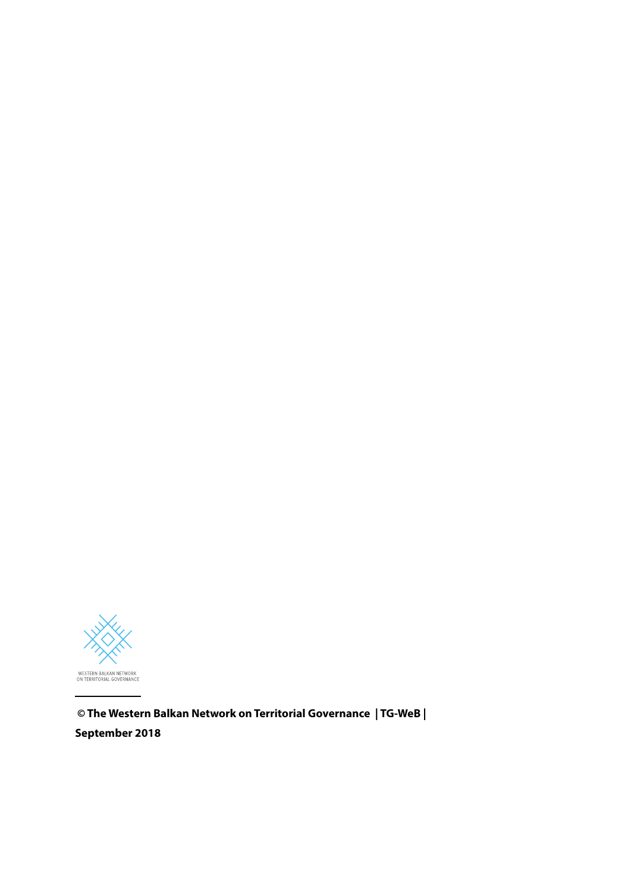WESTERN BALKAN NETWORK
ON TERRITORIAL GOVERNANCE

**© The Western Balkan Network on Territorial Governance | TG-WeB |**
**September 2018**